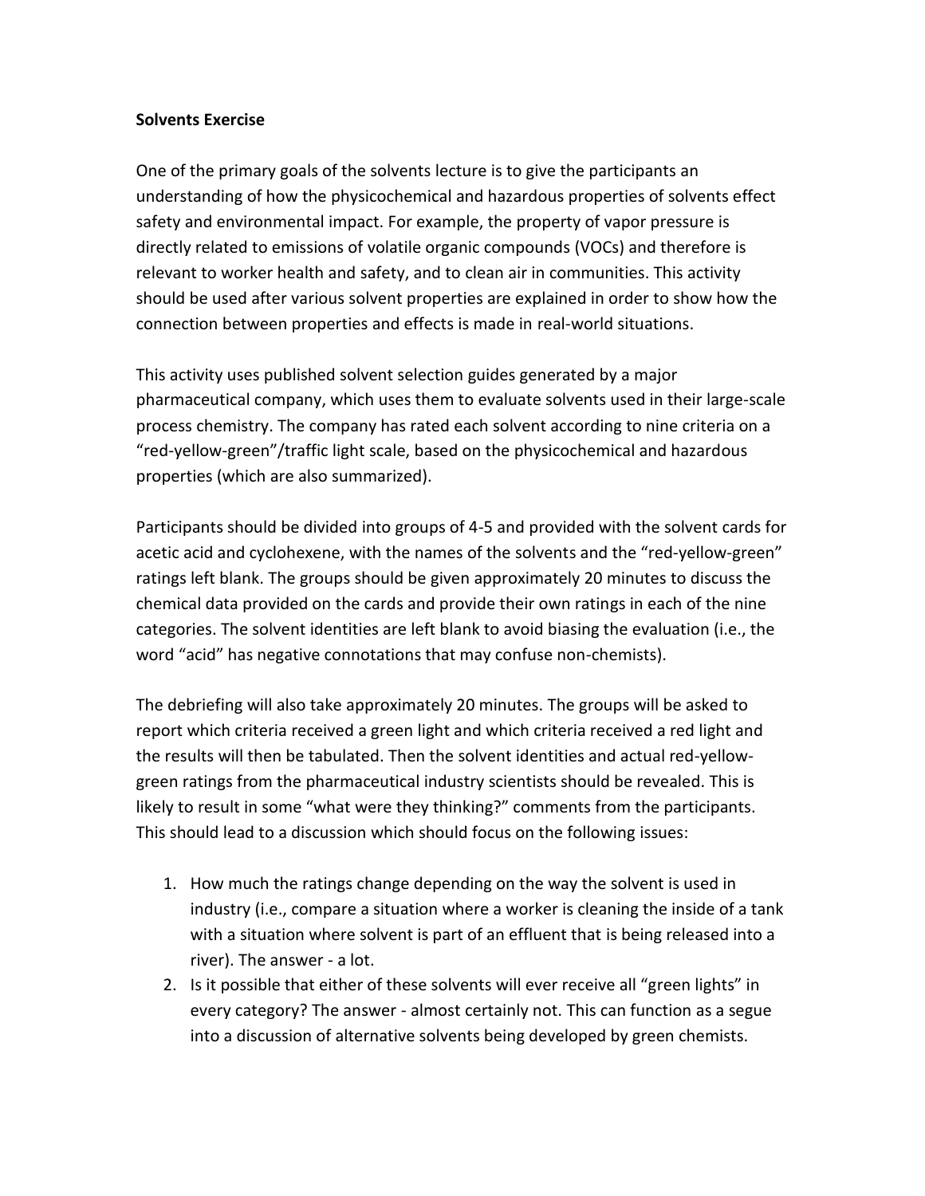**Solvents Exercise**

One of the primary goals of the solvents lecture is to give the participants an understanding of how the physicochemical and hazardous properties of solvents effect safety and environmental impact. For example, the property of vapor pressure is directly related to emissions of volatile organic compounds (VOCs) and therefore is relevant to worker health and safety, and to clean air in communities. This activity should be used after various solvent properties are explained in order to show how the connection between properties and effects is made in real-world situations.

This activity uses published solvent selection guides generated by a major pharmaceutical company, which uses them to evaluate solvents used in their large-scale process chemistry. The company has rated each solvent according to nine criteria on a "red-yellow-green"/traffic light scale, based on the physicochemical and hazardous properties (which are also summarized).

Participants should be divided into groups of 4-5 and provided with the solvent cards for acetic acid and cyclohexene, with the names of the solvents and the "red-yellow-green" ratings left blank. The groups should be given approximately 20 minutes to discuss the chemical data provided on the cards and provide their own ratings in each of the nine categories. The solvent identities are left blank to avoid biasing the evaluation (i.e., the word "acid" has negative connotations that may confuse non-chemists).

The debriefing will also take approximately 20 minutes. The groups will be asked to report which criteria received a green light and which criteria received a red light and the results will then be tabulated. Then the solvent identities and actual red-yellow-green ratings from the pharmaceutical industry scientists should be revealed. This is likely to result in some "what were they thinking?" comments from the participants. This should lead to a discussion which should focus on the following issues:

1. How much the ratings change depending on the way the solvent is used in industry (i.e., compare a situation where a worker is cleaning the inside of a tank with a situation where solvent is part of an effluent that is being released into a river). The answer - a lot.
2. Is it possible that either of these solvents will ever receive all "green lights" in every category? The answer - almost certainly not. This can function as a segue into a discussion of alternative solvents being developed by green chemists.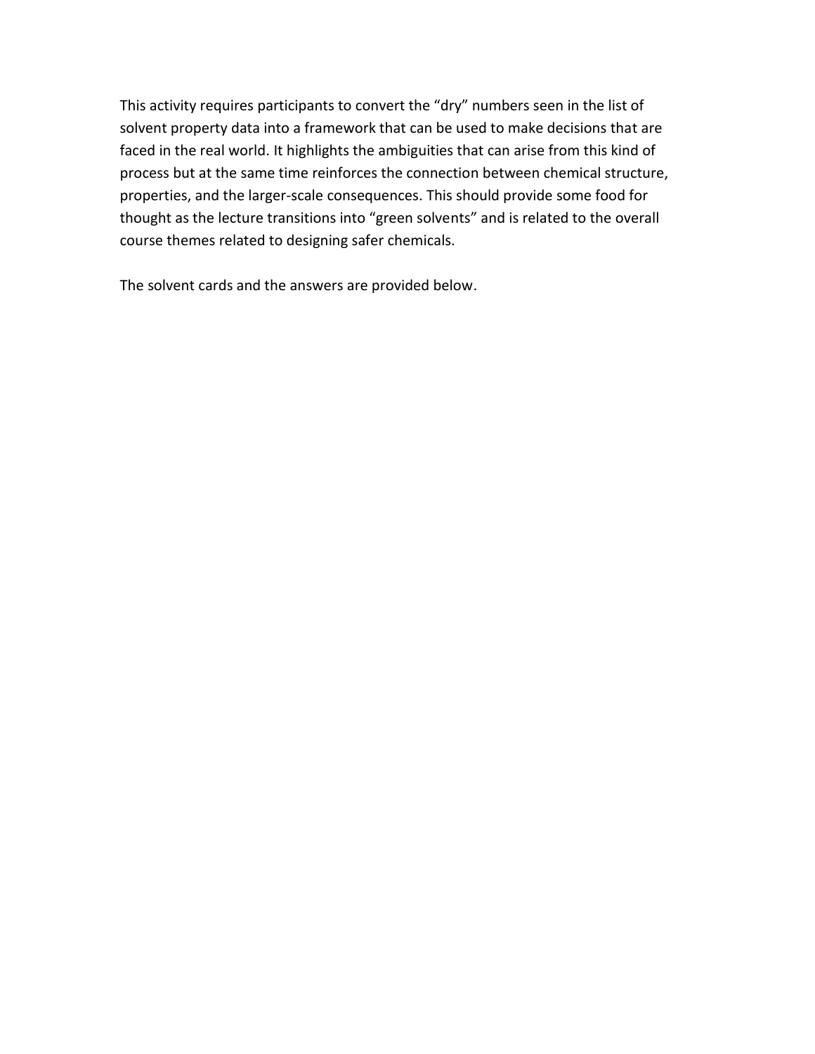This activity requires participants to convert the "dry" numbers seen in the list of solvent property data into a framework that can be used to make decisions that are faced in the real world. It highlights the ambiguities that can arise from this kind of process but at the same time reinforces the connection between chemical structure, properties, and the larger-scale consequences. This should provide some food for thought as the lecture transitions into "green solvents" and is related to the overall course themes related to designing safer chemicals.

The solvent cards and the answers are provided below.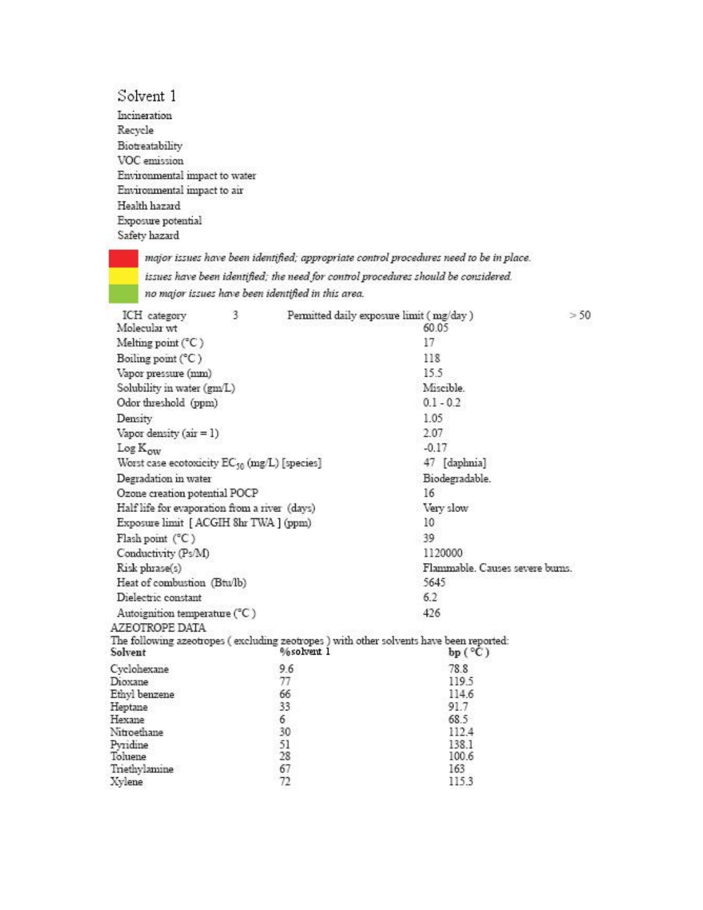# Solvent 1

Incineration
Recycle
Biotreatability
VOC emission
Environmental impact to water
Environmental impact to air
Health hazard
Exposure potential
Safety hazard

*major issues have been identified; appropriate control procedures need to be in place.*
*issues have been identified; the need for control procedures should be considered.*
*no major issues have been identified in this area.*

| ICH category | 3 | Permitted daily exposure limit ( mg/day ) | > 50 |
|---|---|---|---|
| Molecular wt | | 60.05 | |
| Melting point (°C ) | | 17 | |
| Boiling point (°C ) | | 118 | |
| Vapor pressure (mm) | | 15.5 | |
| Solubility in water (gm/L) | | Miscible. | |
| Odor threshold (ppm) | | 0.1 - 0.2 | |
| Density | | 1.05 | |
| Vapor density (air = 1) | | 2.07 | |
| Log $K_{OW}$ | | -0.17 | |
| Worst case ecotoxicity $EC_{50}$ (mg/L) [species] | | 47 [daphnia] | |
| Degradation in water | | Biodegradable. | |
| Ozone creation potential POCP | | 16 | |
| Half life for evaporation from a river (days) | | Very slow | |
| Exposure limit [ ACGIH 8hr TWA ] (ppm) | | 10 | |
| Flash point (°C ) | | 39 | |
| Conductivity (Ps/M) | | 1120000 | |
| Risk phrase(s) | | Flammable. Causes severe burns. | |
| Heat of combustion (Btu/lb) | | 5645 | |
| Dielectric constant | | 6.2 | |
| Autoignition temperature (°C ) | | 426 | |

AZEOTROPE DATA

The following azeotropes ( excluding zeotropes ) with other solvents have been reported:

| Solvent | %solvent 1 | bp (°C ) |
|---|---|---|
| Cyclohexane | 9.6 | 78.8 |
| Dioxane | 77 | 119.5 |
| Ethyl benzene | 66 | 114.6 |
| Heptane | 33 | 91.7 |
| Hexane | 6 | 68.5 |
| Nitroethane | 30 | 112.4 |
| Pyridine | 51 | 138.1 |
| Toluene | 28 | 100.6 |
| Triethylamine | 67 | 163 |
| Xylene | 72 | 115.3 |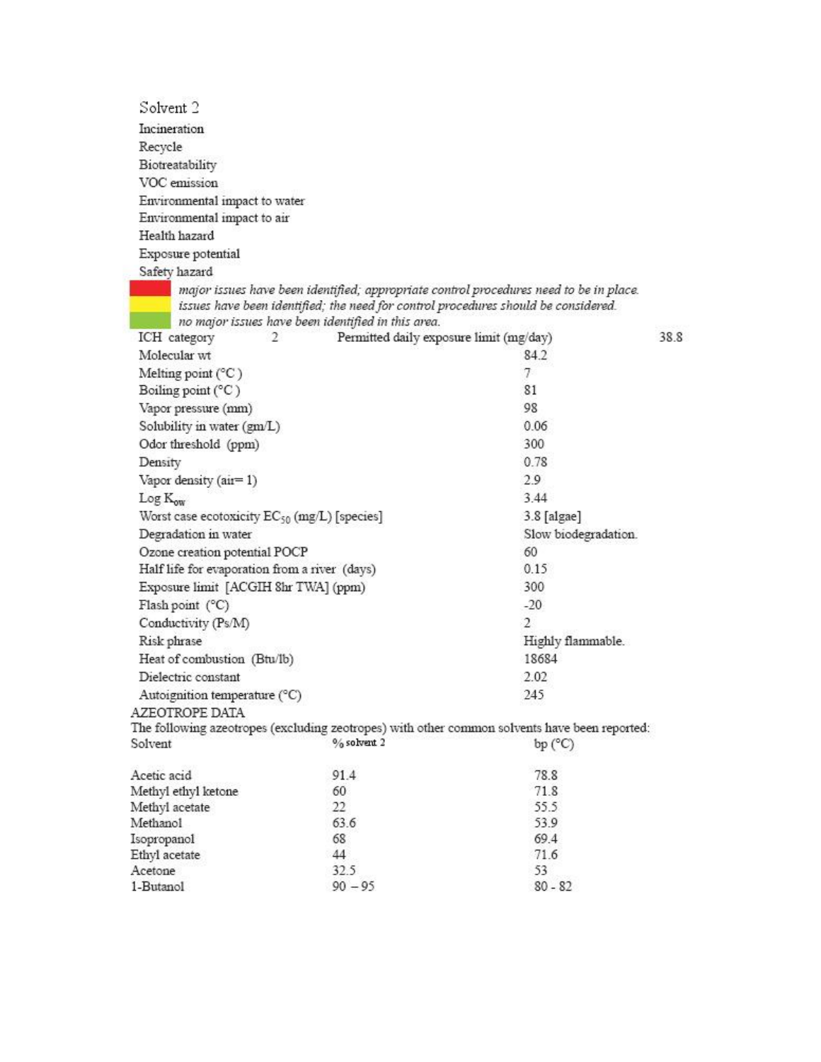## Solvent 2

Incineration
Recycle
Biotreatability
VOC emission
Environmental impact to water
Environmental impact to air
Health hazard
Exposure potential
Safety hazard

*major issues have been identified; appropriate control procedures need to be in place.*
*issues have been identified; the need for control procedures should be considered.*
*no major issues have been identified in this area.*

| ICH category 2 | Permitted daily exposure limit (mg/day) 38.8 |
|---|---|
| Molecular wt | 84.2 |
| Melting point (°C) | 7 |
| Boiling point (°C) | 81 |
| Vapor pressure (mm) | 98 |
| Solubility in water (gm/L) | 0.06 |
| Odor threshold (ppm) | 300 |
| Density | 0.78 |
| Vapor density (air= 1) | 2.9 |
| Log $K_{ow}$ | 3.44 |
| Worst case ecotoxicity $EC_{50}$ (mg/L) [species] | 3.8 [algae] |
| Degradation in water | Slow biodegradation. |
| Ozone creation potential POCP | 60 |
| Half life for evaporation from a river (days) | 0.15 |
| Exposure limit [ACGIH 8hr TWA] (ppm) | 300 |
| Flash point (°C) | -20 |
| Conductivity (Ps/M) | 2 |
| Risk phrase | Highly flammable. |
| Heat of combustion (Btu/lb) | 18684 |
| Dielectric constant | 2.02 |
| Autoignition temperature (°C) | 245 |

### AZEOTROPE DATA

The following azeotropes (excluding zeotropes) with other common solvents have been reported:

| Solvent | % solvent 2 | bp (°C) |
|---|---|---|
| Acetic acid | 91.4 | 78.8 |
| Methyl ethyl ketone | 60 | 71.8 |
| Methyl acetate | 22 | 55.5 |
| Methanol | 63.6 | 53.9 |
| Isopropanol | 68 | 69.4 |
| Ethyl acetate | 44 | 71.6 |
| Acetone | 32.5 | 53 |
| 1-Butanol | 90 – 95 | 80 - 82 |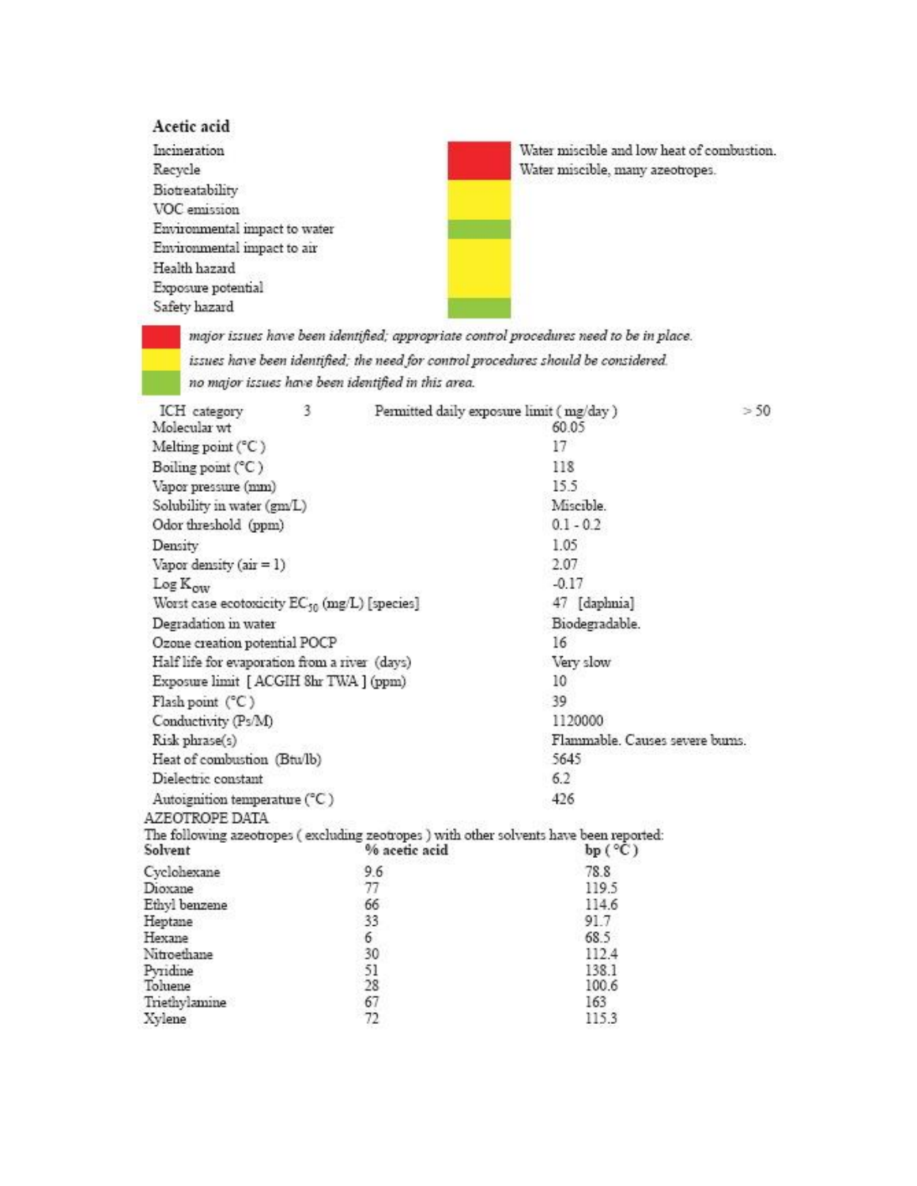## Acetic acid

| Category | Rating | Comment |
|---|---|---|
| Incineration | Red | Water miscible and low heat of combustion. |
| Recycle | Red | Water miscible, many azeotropes. |
| Biotreatability | Yellow | |
| VOC emission | Yellow | |
| Environmental impact to water | Green | |
| Environmental impact to air | Yellow | |
| Health hazard | Yellow | |
| Exposure potential | Yellow | |
| Safety hazard | Green | |

- Red: *major issues have been identified; appropriate control procedures need to be in place.*
- Yellow: *issues have been identified; the need for control procedures should be considered.*
- Green: *no major issues have been identified in this area.*

ICH category 3 | Permitted daily exposure limit ( mg/day ) > 50

| Property | Value |
|---|---|
| Molecular wt | 60.05 |
| Melting point (°C ) | 17 |
| Boiling point (°C ) | 118 |
| Vapor pressure (mm) | 15.5 |
| Solubility in water (gm/L) | Miscible. |
| Odor threshold (ppm) | 0.1 - 0.2 |
| Density | 1.05 |
| Vapor density (air = 1) | 2.07 |
| Log $K_{OW}$ | -0.17 |
| Worst case ecotoxicity $EC_{50}$ (mg/L) [species] | 47 [daphnia] |
| Degradation in water | Biodegradable. |
| Ozone creation potential POCP | 16 |
| Half life for evaporation from a river (days) | Very slow |
| Exposure limit [ ACGIH 8hr TWA ] (ppm) | 10 |
| Flash point (°C ) | 39 |
| Conductivity (Ps/M) | 1120000 |
| Risk phrase(s) | Flammable. Causes severe burns. |
| Heat of combustion (Btu/lb) | 5645 |
| Dielectric constant | 6.2 |
| Autoignition temperature (°C ) | 426 |

AZEOTROPE DATA

The following azeotropes ( excluding zeotropes ) with other solvents have been reported:

| Solvent | % acetic acid | bp (°C) |
|---|---|---|
| Cyclohexane | 9.6 | 78.8 |
| Dioxane | 77 | 119.5 |
| Ethyl benzene | 66 | 114.6 |
| Heptane | 33 | 91.7 |
| Hexane | 6 | 68.5 |
| Nitroethane | 30 | 112.4 |
| Pyridine | 51 | 138.1 |
| Toluene | 28 | 100.6 |
| Triethylamine | 67 | 163 |
| Xylene | 72 | 115.3 |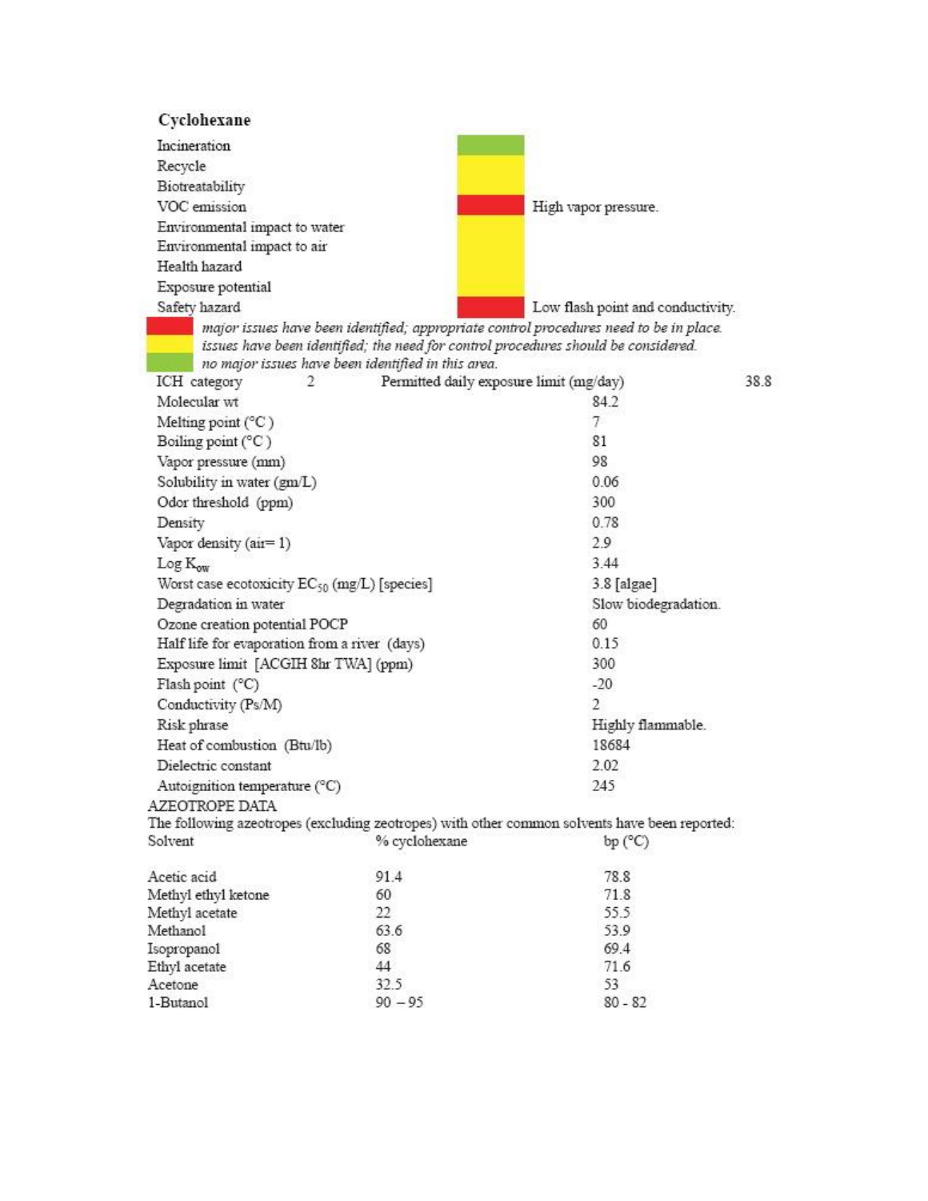## Cyclohexane

| | | |
|---|---|---|
| Incineration | Green | |
| Recycle | Yellow | |
| Biotreatability | Yellow | |
| VOC emission | Red | High vapor pressure. |
| Environmental impact to water | Yellow | |
| Environmental impact to air | Yellow | |
| Health hazard | Yellow | |
| Exposure potential | Yellow | |
| Safety hazard | Red | Low flash point and conductivity. |

- Red: *major issues have been identified; appropriate control procedures need to be in place.*
- Yellow: *issues have been identified; the need for control procedures should be considered.*
- Green: *no major issues have been identified in this area.*

| | | | |
|---|---|---|---|
| ICH category | 2 | Permitted daily exposure limit (mg/day) | 38.8 |
| Molecular wt | | 84.2 | |
| Melting point (°C ) | | 7 | |
| Boiling point (°C ) | | 81 | |
| Vapor pressure (mm) | | 98 | |
| Solubility in water (gm/L) | | 0.06 | |
| Odor threshold (ppm) | | 300 | |
| Density | | 0.78 | |
| Vapor density (air= 1) | | 2.9 | |
| Log $K_{ow}$ | | 3.44 | |
| Worst case ecotoxicity $EC_{50}$ (mg/L) [species] | | 3.8 [algae] | |
| Degradation in water | | Slow biodegradation. | |
| Ozone creation potential POCP | | 60 | |
| Half life for evaporation from a river (days) | | 0.15 | |
| Exposure limit [ACGIH 8hr TWA] (ppm) | | 300 | |
| Flash point (°C) | | -20 | |
| Conductivity (Ps/M) | | 2 | |
| Risk phrase | | Highly flammable. | |
| Heat of combustion (Btu/lb) | | 18684 | |
| Dielectric constant | | 2.02 | |
| Autoignition temperature (°C) | | 245 | |

AZEOTROPE DATA

The following azeotropes (excluding zeotropes) with other common solvents have been reported:

| Solvent | % cyclohexane | bp (°C) |
|---|---|---|
| Acetic acid | 91.4 | 78.8 |
| Methyl ethyl ketone | 60 | 71.8 |
| Methyl acetate | 22 | 55.5 |
| Methanol | 63.6 | 53.9 |
| Isopropanol | 68 | 69.4 |
| Ethyl acetate | 44 | 71.6 |
| Acetone | 32.5 | 53 |
| 1-Butanol | 90 – 95 | 80 - 82 |